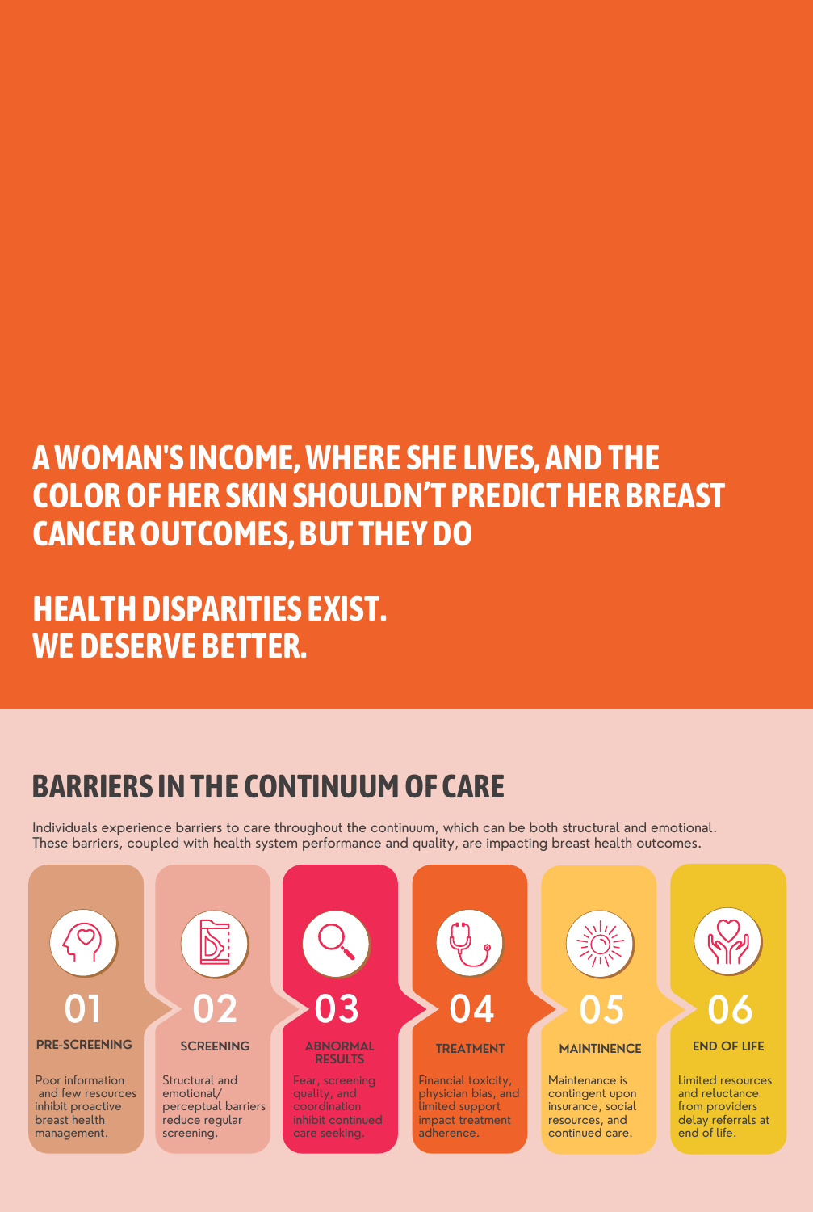# A WOMAN'S INCOME, WHERE SHE LIVES, AND THE COLOR OF HER SKIN SHOULDN'T PREDICT HER BREAST CANCER OUTCOMES, BUT THEY DO

# HEALTH DISPARITIES EXIST. WE DESERVE BETTER.

## BARRIERS IN THE CONTINUUM OF CARE

Individuals experience barriers to care throughout the continuum, which can be both structural and emotional. These barriers, coupled with health system performance and quality, are impacting breast health outcomes.

**01**

**PRE-SCREENING**

Poor information and few resources inhibit proactive breast health management.

**02**

**SCREENING**

Structural and emotional/ perceptual barriers reduce regular screening.

**03**

**ABNORMAL RESULTS**

Fear, screening quality, and coordination inhibit continued care seeking.

**04**

**TREATMENT**

Financial toxicity, physician bias, and limited support impact treatment adherence.

**05**

**MAINTINENCE**

Maintenance is contingent upon insurance, social resources, and continued care.

**06**

**END OF LIFE**

Limited resources and reluctance from providers delay referrals at end of life.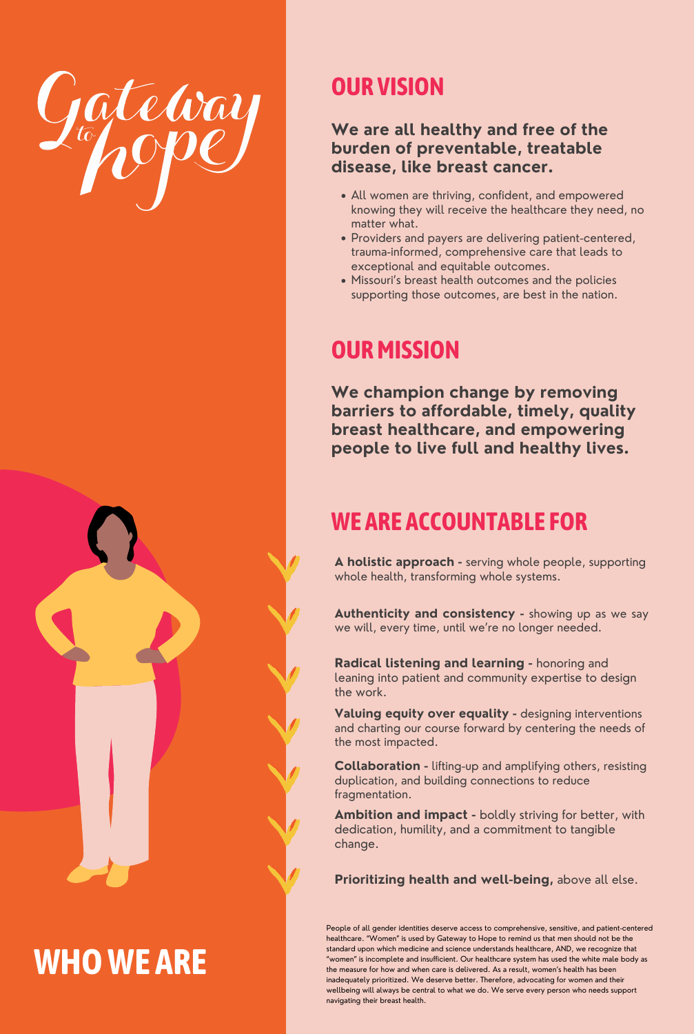# Gateway to hope

# WHO WE ARE

## OUR VISION

**We are all healthy and free of the burden of preventable, treatable disease, like breast cancer.**

- All women are thriving, confident, and empowered knowing they will receive the healthcare they need, no matter what.
- Providers and payers are delivering patient-centered, trauma-informed, comprehensive care that leads to exceptional and equitable outcomes.
- Missouri's breast health outcomes and the policies supporting those outcomes, are best in the nation.

## OUR MISSION

**We champion change by removing barriers to affordable, timely, quality breast healthcare, and empowering people to live full and healthy lives.**

## WE ARE ACCOUNTABLE FOR

**A holistic approach -** serving whole people, supporting whole health, transforming whole systems.

**Authenticity and consistency -** showing up as we say we will, every time, until we're no longer needed.

**Radical listening and learning -** honoring and leaning into patient and community expertise to design the work.

**Valuing equity over equality -** designing interventions and charting our course forward by centering the needs of the most impacted.

**Collaboration -** lifting-up and amplifying others, resisting duplication, and building connections to reduce fragmentation.

**Ambition and impact -** boldly striving for better, with dedication, humility, and a commitment to tangible change.

**Prioritizing health and well-being,** above all else.

People of all gender identities deserve access to comprehensive, sensitive, and patient-centered healthcare. "Women" is used by Gateway to Hope to remind us that men should not be the standard upon which medicine and science understands healthcare, AND, we recognize that "women" is incomplete and insufficient. Our healthcare system has used the white male body as the measure for how and when care is delivered. As a result, women's health has been inadequately prioritized. We deserve better. Therefore, advocating for women and their wellbeing will always be central to what we do. We serve every person who needs support navigating their breast health.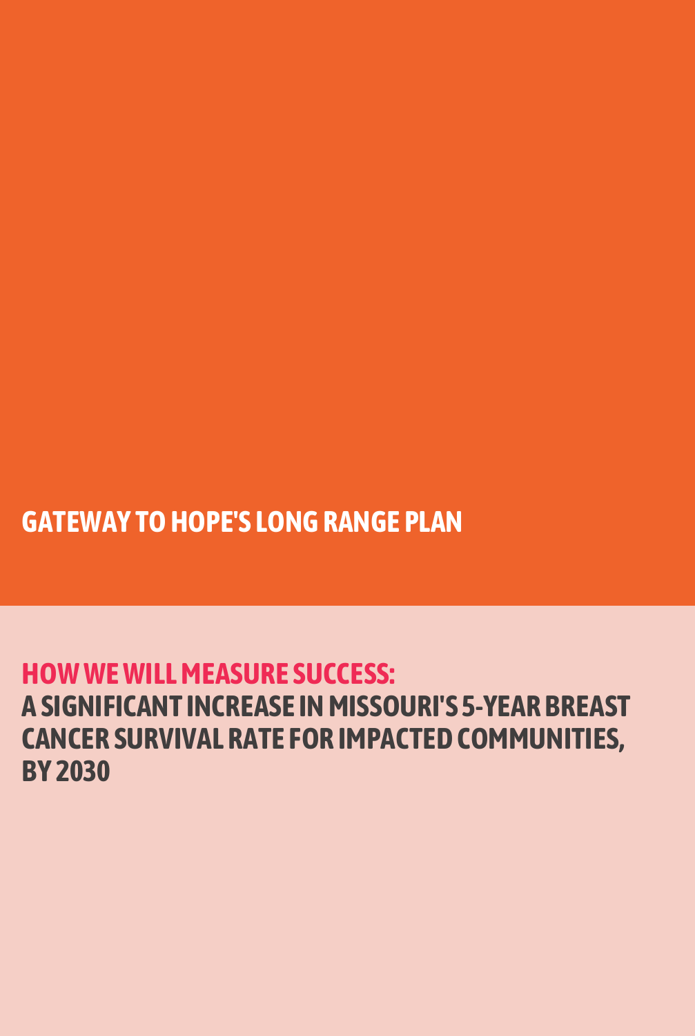# GATEWAY TO HOPE'S LONG RANGE PLAN

## HOW WE WILL MEASURE SUCCESS:

**A SIGNIFICANT INCREASE IN MISSOURI'S 5-YEAR BREAST CANCER SURVIVAL RATE FOR IMPACTED COMMUNITIES, BY 2030**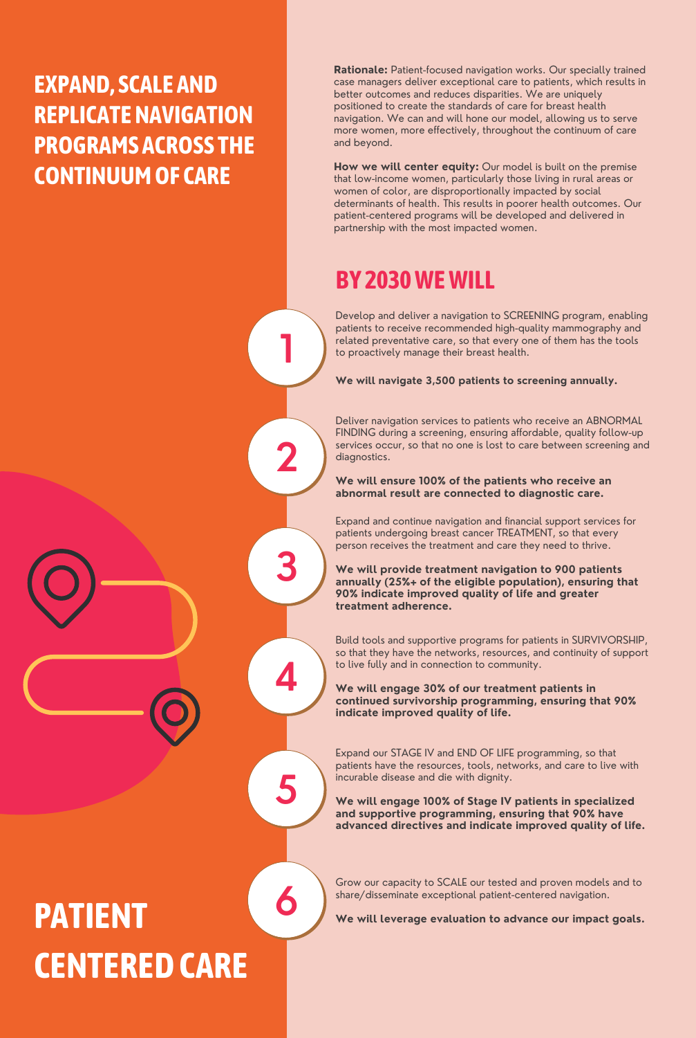# EXPAND, SCALE AND REPLICATE NAVIGATION PROGRAMS ACROSS THE CONTINUUM OF CARE

**Rationale:** Patient-focused navigation works. Our specially trained case managers deliver exceptional care to patients, which results in better outcomes and reduces disparities. We are uniquely positioned to create the standards of care for breast health navigation. We can and will hone our model, allowing us to serve more women, more effectively, throughout the continuum of care and beyond.

**How we will center equity:** Our model is built on the premise that low-income women, particularly those living in rural areas or women of color, are disproportionally impacted by social determinants of health. This results in poorer health outcomes. Our patient-centered programs will be developed and delivered in partnership with the most impacted women.

## BY 2030 WE WILL

1. Develop and deliver a navigation to SCREENING program, enabling patients to receive recommended high-quality mammography and related preventative care, so that every one of them has the tools to proactively manage their breast health.

   **We will navigate 3,500 patients to screening annually.**

2. Deliver navigation services to patients who receive an ABNORMAL FINDING during a screening, ensuring affordable, quality follow-up services occur, so that no one is lost to care between screening and diagnostics.

   **We will ensure 100% of the patients who receive an abnormal result are connected to diagnostic care.**

3. Expand and continue navigation and financial support services for patients undergoing breast cancer TREATMENT, so that every person receives the treatment and care they need to thrive.

   **We will provide treatment navigation to 900 patients annually (25%+ of the eligible population), ensuring that 90% indicate improved quality of life and greater treatment adherence.**

4. Build tools and supportive programs for patients in SURVIVORSHIP, so that they have the networks, resources, and continuity of support to live fully and in connection to community.

   **We will engage 30% of our treatment patients in continued survivorship programming, ensuring that 90% indicate improved quality of life.**

5. Expand our STAGE IV and END OF LIFE programming, so that patients have the resources, tools, networks, and care to live with incurable disease and die with dignity.

   **We will engage 100% of Stage IV patients in specialized and supportive programming, ensuring that 90% have advanced directives and indicate improved quality of life.**

6. Grow our capacity to SCALE our tested and proven models and to share/disseminate exceptional patient-centered navigation.

   **We will leverage evaluation to advance our impact goals.**

# PATIENT CENTERED CARE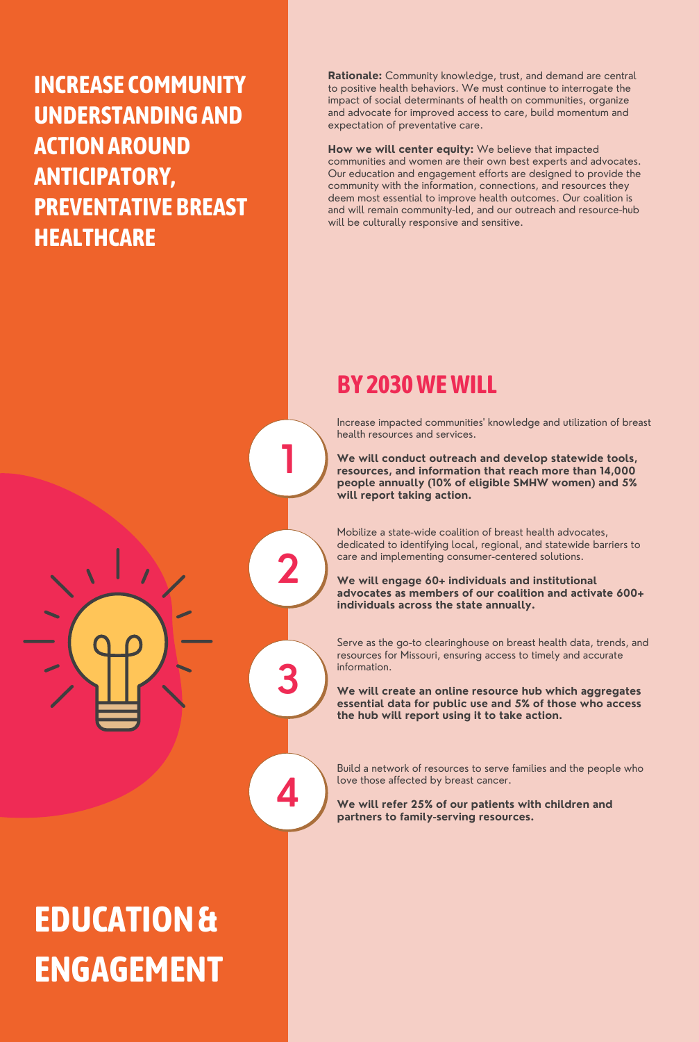# INCREASE COMMUNITY UNDERSTANDING AND ACTION AROUND ANTICIPATORY, PREVENTATIVE BREAST HEALTHCARE

**Rationale:** Community knowledge, trust, and demand are central to positive health behaviors. We must continue to interrogate the impact of social determinants of health on communities, organize and advocate for improved access to care, build momentum and expectation of preventative care.

**How we will center equity:** We believe that impacted communities and women are their own best experts and advocates. Our education and engagement efforts are designed to provide the community with the information, connections, and resources they deem most essential to improve health outcomes. Our coalition is and will remain community-led, and our outreach and resource-hub will be culturally responsive and sensitive.

## BY 2030 WE WILL

1. Increase impacted communities' knowledge and utilization of breast health resources and services.

   **We will conduct outreach and develop statewide tools, resources, and information that reach more than 14,000 people annually (10% of eligible SMHW women) and 5% will report taking action.**

2. Mobilize a state-wide coalition of breast health advocates, dedicated to identifying local, regional, and statewide barriers to care and implementing consumer-centered solutions.

   **We will engage 60+ individuals and institutional advocates as members of our coalition and activate 600+ individuals across the state annually.**

3. Serve as the go-to clearinghouse on breast health data, trends, and resources for Missouri, ensuring access to timely and accurate information.

   **We will create an online resource hub which aggregates essential data for public use and 5% of those who access the hub will report using it to take action.**

4. Build a network of resources to serve families and the people who love those affected by breast cancer.

   **We will refer 25% of our patients with children and partners to family-serving resources.**

# EDUCATION & ENGAGEMENT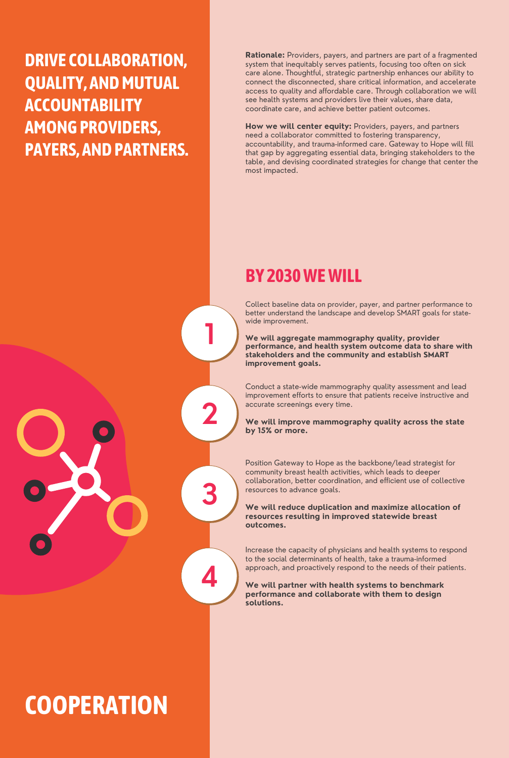# DRIVE COLLABORATION, QUALITY, AND MUTUAL ACCOUNTABILITY AMONG PROVIDERS, PAYERS, AND PARTNERS.

**Rationale:** Providers, payers, and partners are part of a fragmented system that inequitably serves patients, focusing too often on sick care alone. Thoughtful, strategic partnership enhances our ability to connect the disconnected, share critical information, and accelerate access to quality and affordable care. Through collaboration we will see health systems and providers live their values, share data, coordinate care, and achieve better patient outcomes.

**How we will center equity:** Providers, payers, and partners need a collaborator committed to fostering transparency, accountability, and trauma-informed care. Gateway to Hope will fill that gap by aggregating essential data, bringing stakeholders to the table, and devising coordinated strategies for change that center the most impacted.

## BY 2030 WE WILL

1. Collect baseline data on provider, payer, and partner performance to better understand the landscape and develop SMART goals for state-wide improvement.

   **We will aggregate mammography quality, provider performance, and health system outcome data to share with stakeholders and the community and establish SMART improvement goals.**

2. Conduct a state-wide mammography quality assessment and lead improvement efforts to ensure that patients receive instructive and accurate screenings every time.

   **We will improve mammography quality across the state by 15% or more.**

3. Position Gateway to Hope as the backbone/lead strategist for community breast health activities, which leads to deeper collaboration, better coordination, and efficient use of collective resources to advance goals.

   **We will reduce duplication and maximize allocation of resources resulting in improved statewide breast outcomes.**

4. Increase the capacity of physicians and health systems to respond to the social determinants of health, take a trauma-informed approach, and proactively respond to the needs of their patients.

   **We will partner with health systems to benchmark performance and collaborate with them to design solutions.**

# COOPERATION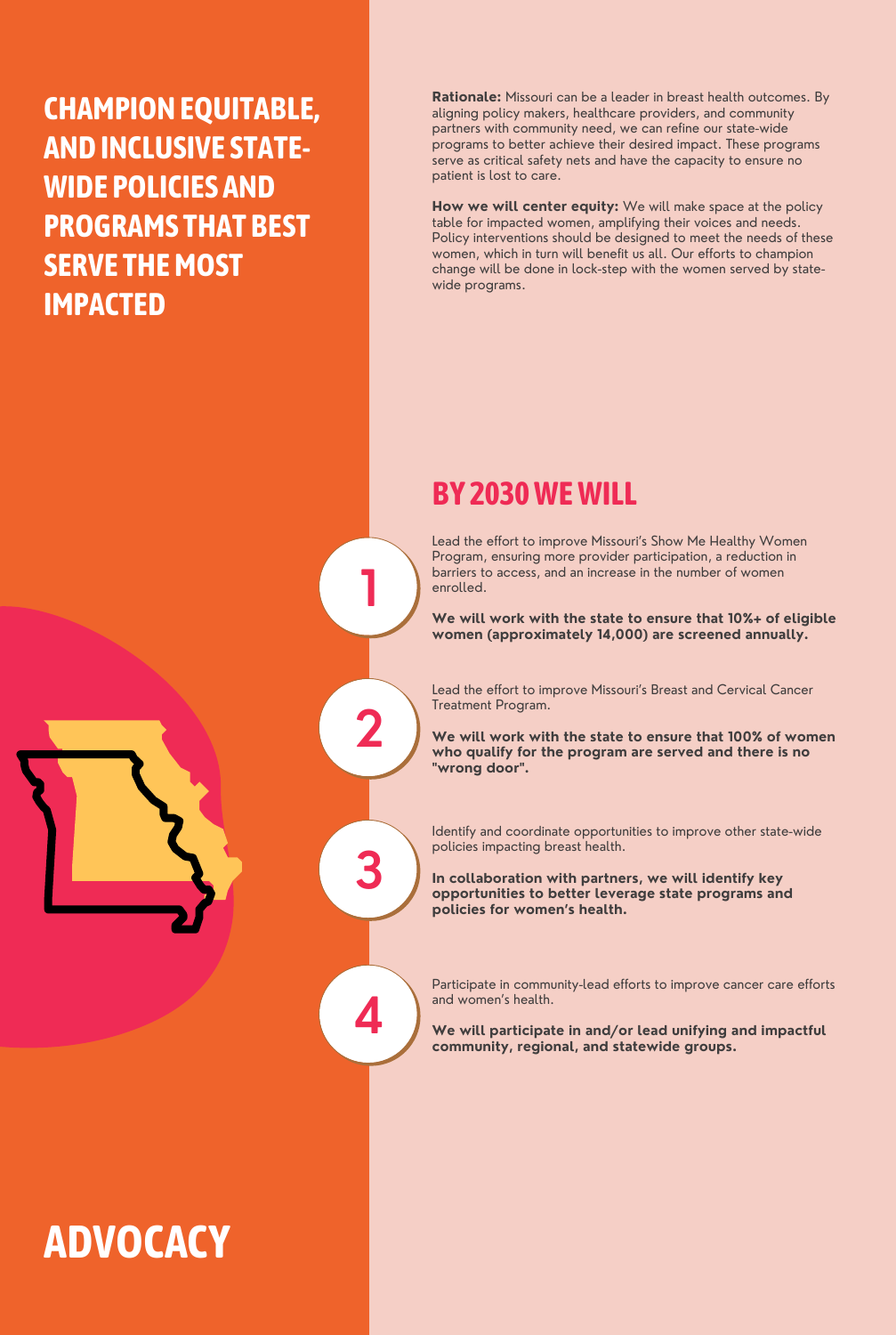# CHAMPION EQUITABLE, AND INCLUSIVE STATE-WIDE POLICIES AND PROGRAMS THAT BEST SERVE THE MOST IMPACTED

**Rationale:** Missouri can be a leader in breast health outcomes. By aligning policy makers, healthcare providers, and community partners with community need, we can refine our state-wide programs to better achieve their desired impact. These programs serve as critical safety nets and have the capacity to ensure no patient is lost to care.

**How we will center equity:** We will make space at the policy table for impacted women, amplifying their voices and needs. Policy interventions should be designed to meet the needs of these women, which in turn will benefit us all. Our efforts to champion change will be done in lock-step with the women served by state-wide programs.

## BY 2030 WE WILL

**1**

Lead the effort to improve Missouri's Show Me Healthy Women Program, ensuring more provider participation, a reduction in barriers to access, and an increase in the number of women enrolled.

**We will work with the state to ensure that 10%+ of eligible women (approximately 14,000) are screened annually.**

**2**

Lead the effort to improve Missouri's Breast and Cervical Cancer Treatment Program.

**We will work with the state to ensure that 100% of women who qualify for the program are served and there is no "wrong door".**

**3**

Identify and coordinate opportunities to improve other state-wide policies impacting breast health.

**In collaboration with partners, we will identify key opportunities to better leverage state programs and policies for women's health.**

**4**

Participate in community-lead efforts to improve cancer care efforts and women's health.

**We will participate in and/or lead unifying and impactful community, regional, and statewide groups.**

# ADVOCACY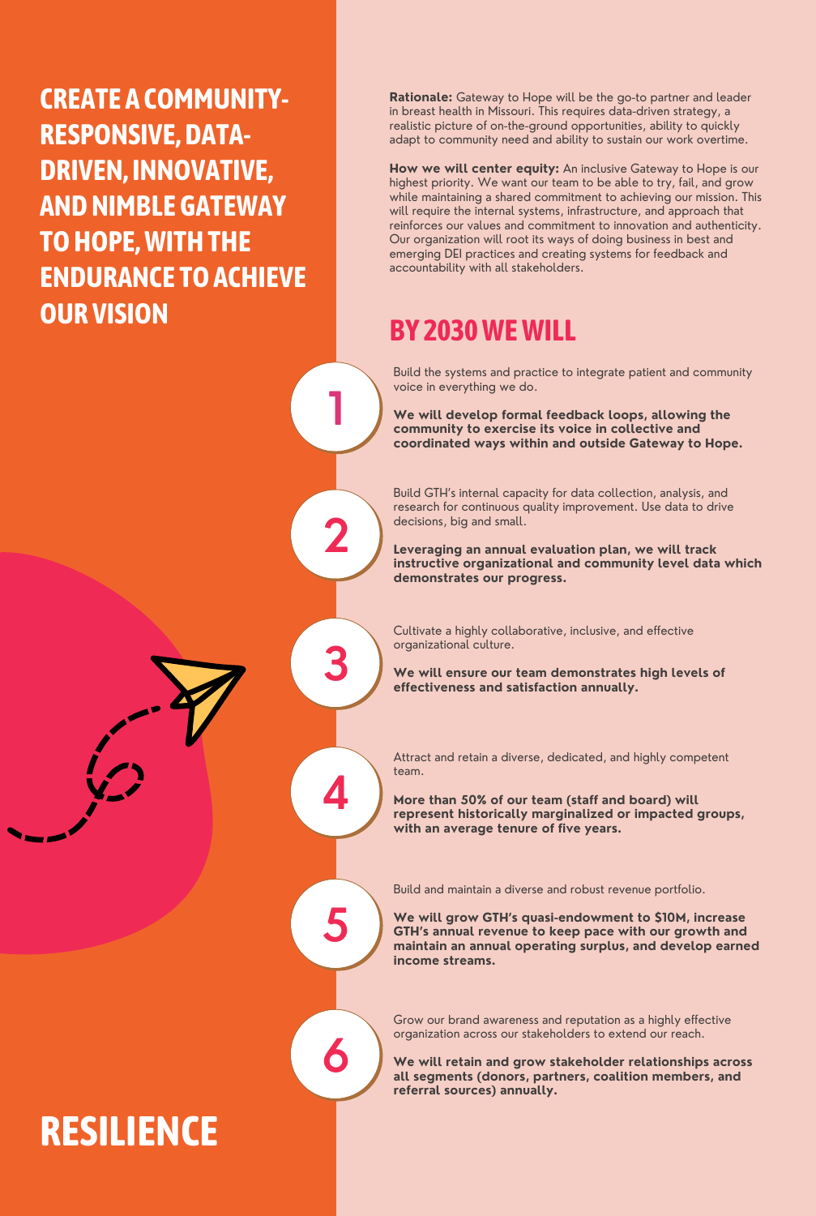# CREATE A COMMUNITY-RESPONSIVE, DATA-DRIVEN, INNOVATIVE, AND NIMBLE GATEWAY TO HOPE, WITH THE ENDURANCE TO ACHIEVE OUR VISION

**Rationale:** Gateway to Hope will be the go-to partner and leader in breast health in Missouri. This requires data-driven strategy, a realistic picture of on-the-ground opportunities, ability to quickly adapt to community need and ability to sustain our work overtime.

**How we will center equity:** An inclusive Gateway to Hope is our highest priority. We want our team to be able to try, fail, and grow while maintaining a shared commitment to achieving our mission. This will require the internal systems, infrastructure, and approach that reinforces our values and commitment to innovation and authenticity. Our organization will root its ways of doing business in best and emerging DEI practices and creating systems for feedback and accountability with all stakeholders.

## BY 2030 WE WILL

1. Build the systems and practice to integrate patient and community voice in everything we do.

   **We will develop formal feedback loops, allowing the community to exercise its voice in collective and coordinated ways within and outside Gateway to Hope.**

2. Build GTH's internal capacity for data collection, analysis, and research for continuous quality improvement. Use data to drive decisions, big and small.

   **Leveraging an annual evaluation plan, we will track instructive organizational and community level data which demonstrates our progress.**

3. Cultivate a highly collaborative, inclusive, and effective organizational culture.

   **We will ensure our team demonstrates high levels of effectiveness and satisfaction annually.**

4. Attract and retain a diverse, dedicated, and highly competent team.

   **More than 50% of our team (staff and board) will represent historically marginalized or impacted groups, with an average tenure of five years.**

5. Build and maintain a diverse and robust revenue portfolio.

   **We will grow GTH's quasi-endowment to $10M, increase GTH's annual revenue to keep pace with our growth and maintain an annual operating surplus, and develop earned income streams.**

6. Grow our brand awareness and reputation as a highly effective organization across our stakeholders to extend our reach.

   **We will retain and grow stakeholder relationships across all segments (donors, partners, coalition members, and referral sources) annually.**

# RESILIENCE